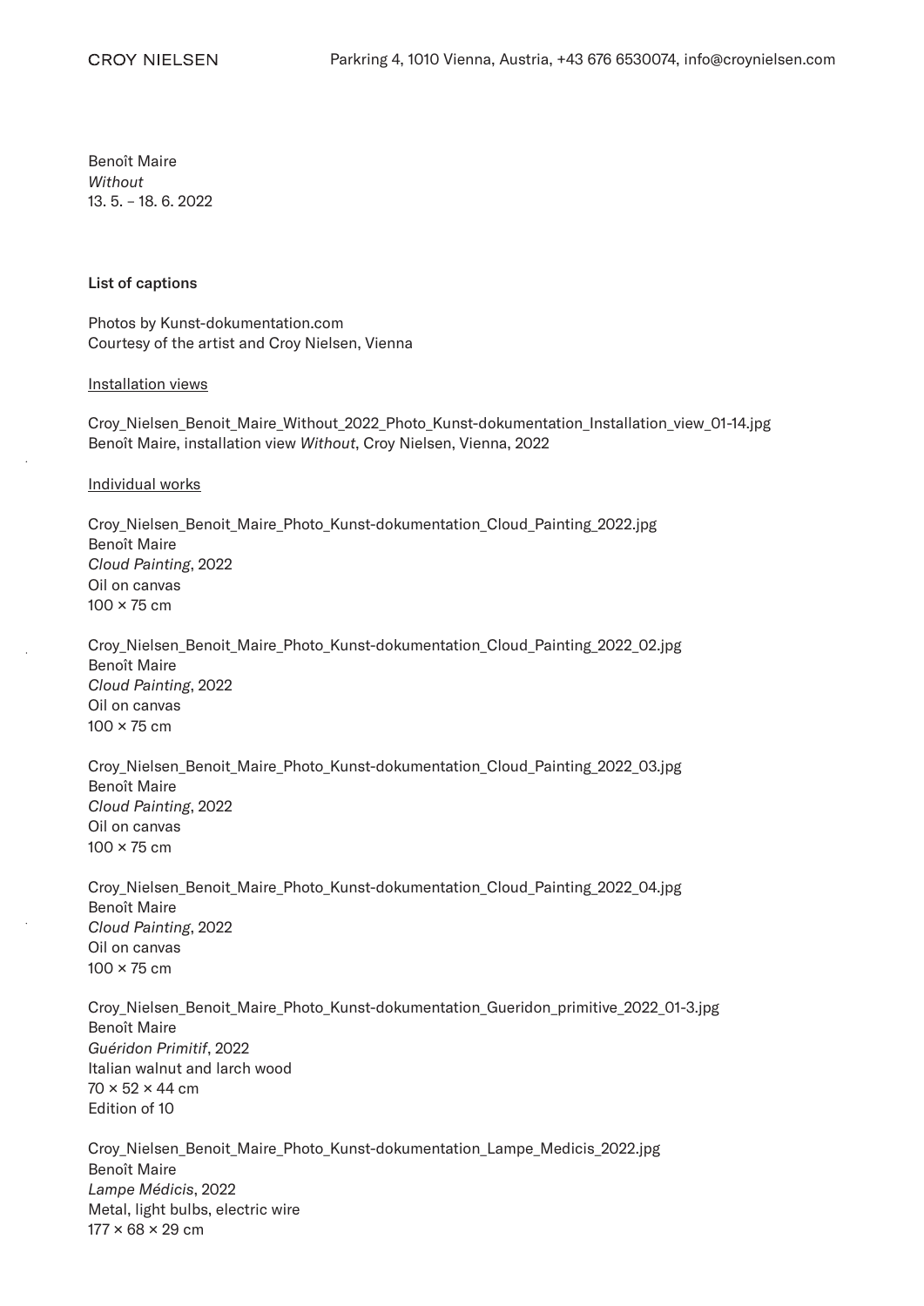CROY NIELSEN

Parkring 4, 1010 Vienna, Austria, +43 676 6530074, info@croynielsen.com

Benoît Maire
*Without*
13. 5. – 18. 6. 2022

**List of captions**

Photos by Kunst-dokumentation.com
Courtesy of the artist and Croy Nielsen, Vienna

Installation views

Croy_Nielsen_Benoit_Maire_Without_2022_Photo_Kunst-dokumentation_Installation_view_01-14.jpg
Benoît Maire, installation view *Without*, Croy Nielsen, Vienna, 2022

Individual works

Croy_Nielsen_Benoit_Maire_Photo_Kunst-dokumentation_Cloud_Painting_2022.jpg
Benoît Maire
*Cloud Painting*, 2022
Oil on canvas
100 × 75 cm

Croy_Nielsen_Benoit_Maire_Photo_Kunst-dokumentation_Cloud_Painting_2022_02.jpg
Benoît Maire
*Cloud Painting*, 2022
Oil on canvas
100 × 75 cm

Croy_Nielsen_Benoit_Maire_Photo_Kunst-dokumentation_Cloud_Painting_2022_03.jpg
Benoît Maire
*Cloud Painting*, 2022
Oil on canvas
100 × 75 cm

Croy_Nielsen_Benoit_Maire_Photo_Kunst-dokumentation_Cloud_Painting_2022_04.jpg
Benoît Maire
*Cloud Painting*, 2022
Oil on canvas
100 × 75 cm

Croy_Nielsen_Benoit_Maire_Photo_Kunst-dokumentation_Gueridon_primitive_2022_01-3.jpg
Benoît Maire
*Guéridon Primitif*, 2022
Italian walnut and larch wood
70 × 52 × 44 cm
Edition of 10

Croy_Nielsen_Benoit_Maire_Photo_Kunst-dokumentation_Lampe_Medicis_2022.jpg
Benoît Maire
*Lampe Médicis*, 2022
Metal, light bulbs, electric wire
177 × 68 × 29 cm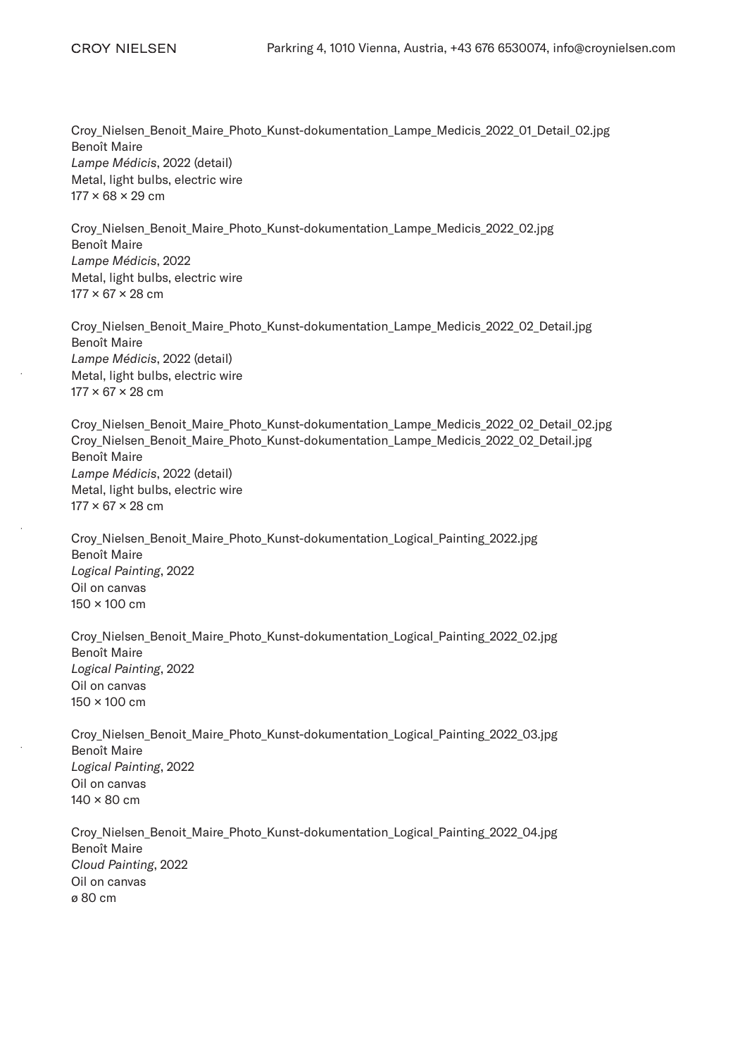Croy_Nielsen_Benoit_Maire_Photo_Kunst-dokumentation_Lampe_Medicis_2022_01_Detail_02.jpg
Benoît Maire
*Lampe Médicis*, 2022 (detail)
Metal, light bulbs, electric wire
177 × 68 × 29 cm

Croy_Nielsen_Benoit_Maire_Photo_Kunst-dokumentation_Lampe_Medicis_2022_02.jpg
Benoît Maire
*Lampe Médicis*, 2022
Metal, light bulbs, electric wire
177 × 67 × 28 cm

Croy_Nielsen_Benoit_Maire_Photo_Kunst-dokumentation_Lampe_Medicis_2022_02_Detail.jpg
Benoît Maire
*Lampe Médicis*, 2022 (detail)
Metal, light bulbs, electric wire
177 × 67 × 28 cm

Croy_Nielsen_Benoit_Maire_Photo_Kunst-dokumentation_Lampe_Medicis_2022_02_Detail_02.jpg
Croy_Nielsen_Benoit_Maire_Photo_Kunst-dokumentation_Lampe_Medicis_2022_02_Detail.jpg
Benoît Maire
*Lampe Médicis*, 2022 (detail)
Metal, light bulbs, electric wire
177 × 67 × 28 cm

Croy_Nielsen_Benoit_Maire_Photo_Kunst-dokumentation_Logical_Painting_2022.jpg
Benoît Maire
*Logical Painting*, 2022
Oil on canvas
150 × 100 cm

Croy_Nielsen_Benoit_Maire_Photo_Kunst-dokumentation_Logical_Painting_2022_02.jpg
Benoît Maire
*Logical Painting*, 2022
Oil on canvas
150 × 100 cm

Croy_Nielsen_Benoit_Maire_Photo_Kunst-dokumentation_Logical_Painting_2022_03.jpg
Benoît Maire
*Logical Painting*, 2022
Oil on canvas
140 × 80 cm

Croy_Nielsen_Benoit_Maire_Photo_Kunst-dokumentation_Logical_Painting_2022_04.jpg
Benoît Maire
*Cloud Painting*, 2022
Oil on canvas
ø 80 cm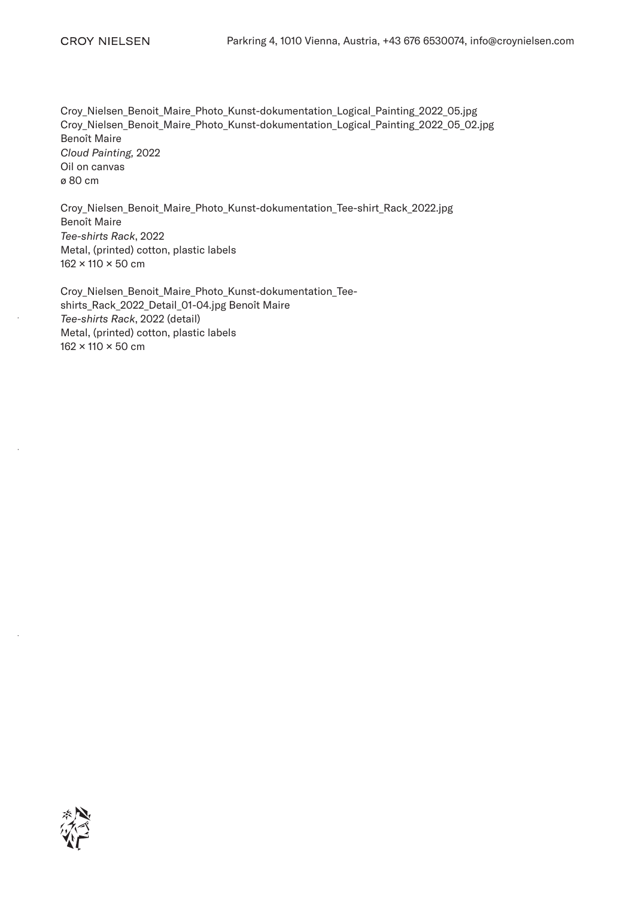Croy_Nielsen_Benoit_Maire_Photo_Kunst-dokumentation_Logical_Painting_2022_05.jpg
Croy_Nielsen_Benoit_Maire_Photo_Kunst-dokumentation_Logical_Painting_2022_05_02.jpg
Benoît Maire
*Cloud Painting,* 2022
Oil on canvas
ø 80 cm

Croy_Nielsen_Benoit_Maire_Photo_Kunst-dokumentation_Tee-shirt_Rack_2022.jpg
Benoît Maire
*Tee-shirts Rack*, 2022
Metal, (printed) cotton, plastic labels
162 × 110 × 50 cm

Croy_Nielsen_Benoit_Maire_Photo_Kunst-dokumentation_Tee-shirts_Rack_2022_Detail_01-04.jpg Benoît Maire
*Tee-shirts Rack*, 2022 (detail)
Metal, (printed) cotton, plastic labels
162 × 110 × 50 cm